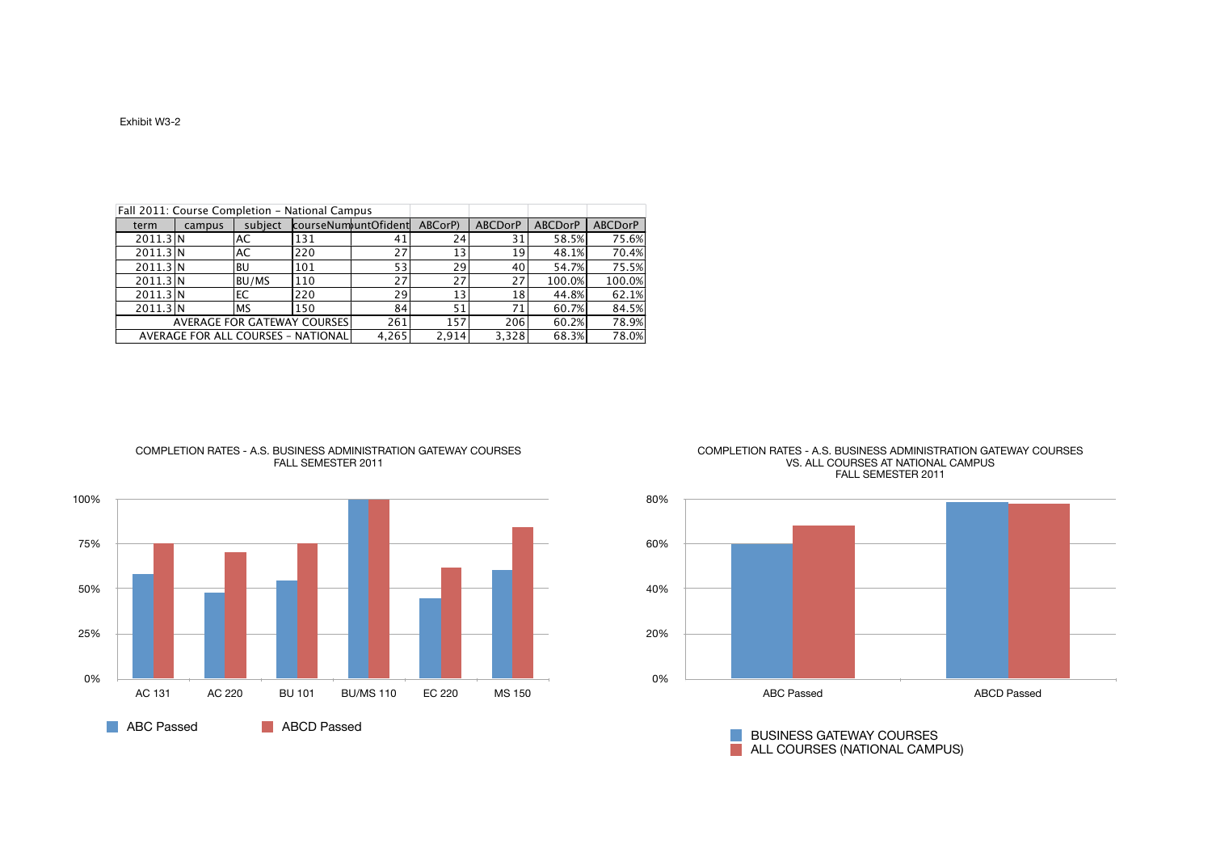Exhibit W3-2

| Fall 2011: Course Completion - National Campus | | | | | | | | |
|---|---|---|---|---|---|---|---|---|
| term | campus | subject | courseNum | countOfident | ABCorP) | ABCDorP | ABCDorP | ABCDorP |
| 2011.3 | N | AC | 131 | 41 | 24 | 31 | 58.5% | 75.6% |
| 2011.3 | N | AC | 220 | 27 | 13 | 19 | 48.1% | 70.4% |
| 2011.3 | N | BU | 101 | 53 | 29 | 40 | 54.7% | 75.5% |
| 2011.3 | N | BU/MS | 110 | 27 | 27 | 27 | 100.0% | 100.0% |
| 2011.3 | N | EC | 220 | 29 | 13 | 18 | 44.8% | 62.1% |
| 2011.3 | N | MS | 150 | 84 | 51 | 71 | 60.7% | 84.5% |
| AVERAGE FOR GATEWAY COURSES | | | | 261 | 157 | 206 | 60.2% | 78.9% |
| AVERAGE FOR ALL COURSES - NATIONAL | | | | 4,265 | 2,914 | 3,328 | 68.3% | 78.0% |

COMPLETION RATES - A.S. BUSINESS ADMINISTRATION GATEWAY COURSES
FALL SEMESTER 2011

| Course | ABC Passed | ABCD Passed |
|---|---|---|
| AC 131 | 58.5% | 75.6% |
| AC 220 | 48.1% | 70.4% |
| BU 101 | 54.7% | 75.5% |
| BU/MS 110 | 100.0% | 100.0% |
| EC 220 | 44.8% | 62.1% |
| MS 150 | 60.7% | 84.5% |

COMPLETION RATES - A.S. BUSINESS ADMINISTRATION GATEWAY COURSES
VS. ALL COURSES AT NATIONAL CAMPUS
FALL SEMESTER 2011

| | BUSINESS GATEWAY COURSES | ALL COURSES (NATIONAL CAMPUS) |
|---|---|---|
| ABC Passed | 60.2% | 68.3% |
| ABCD Passed | 78.9% | 78.0% |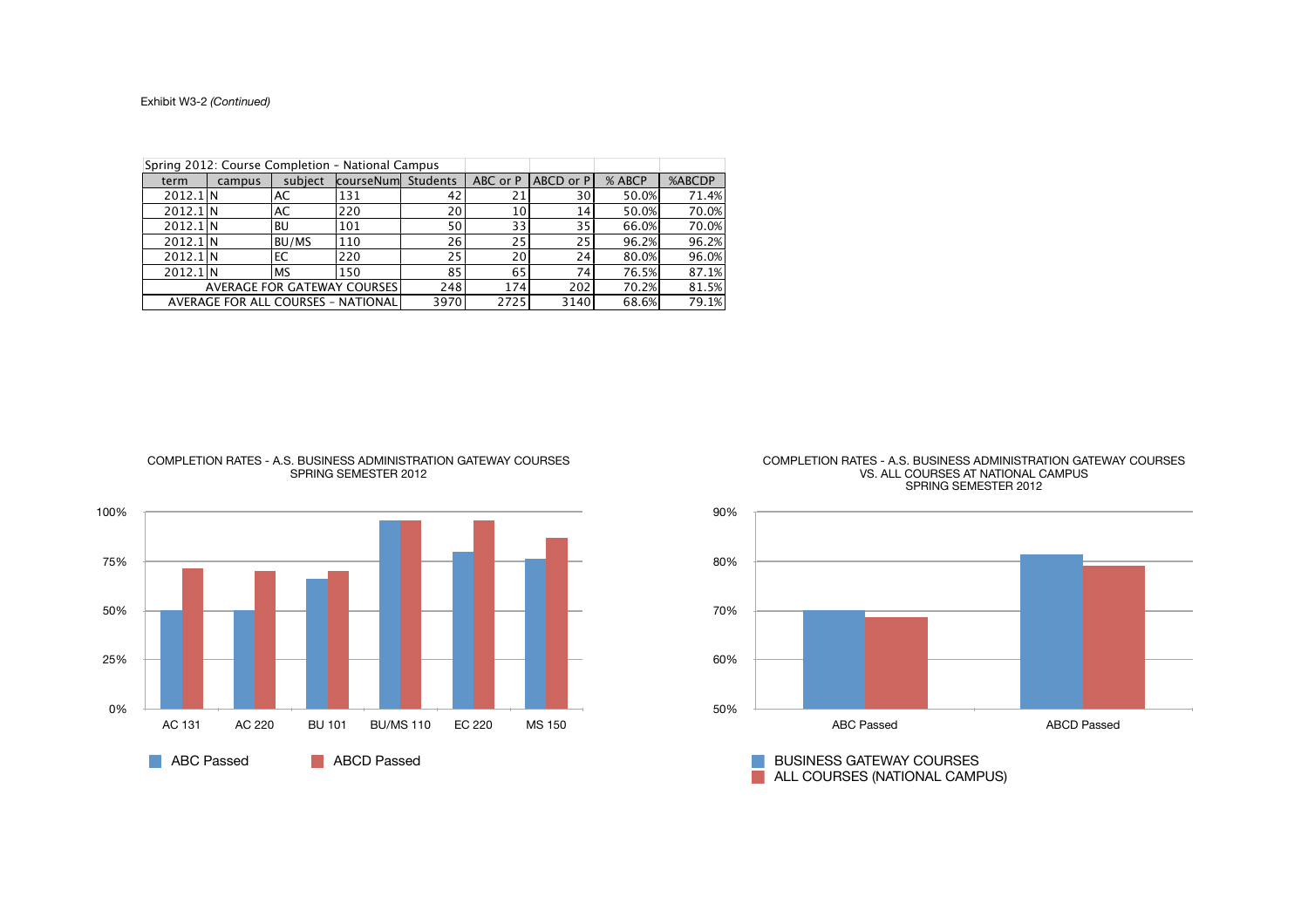Exhibit W3-2 *(Continued)*

| Spring 2012: Course Completion - National Campus | | | | | | | | |
|---|---|---|---|---|---|---|---|---|
| term | campus | subject | courseNum | Students | ABC or P | ABCD or P | % ABCP | %ABCDP |
| 2012.1 | N | AC | 131 | 42 | 21 | 30 | 50.0% | 71.4% |
| 2012.1 | N | AC | 220 | 20 | 10 | 14 | 50.0% | 70.0% |
| 2012.1 | N | BU | 101 | 50 | 33 | 35 | 66.0% | 70.0% |
| 2012.1 | N | BU/MS | 110 | 26 | 25 | 25 | 96.2% | 96.2% |
| 2012.1 | N | EC | 220 | 25 | 20 | 24 | 80.0% | 96.0% |
| 2012.1 | N | MS | 150 | 85 | 65 | 74 | 76.5% | 87.1% |
| AVERAGE FOR GATEWAY COURSES | | | | 248 | 174 | 202 | 70.2% | 81.5% |
| AVERAGE FOR ALL COURSES - NATIONAL | | | | 3970 | 2725 | 3140 | 68.6% | 79.1% |

COMPLETION RATES - A.S. BUSINESS ADMINISTRATION GATEWAY COURSES
SPRING SEMESTER 2012

100%
75%
50%
25%
0%

AC 131
AC 220
BU 101
BU/MS 110
EC 220
MS 150

ABC Passed
ABCD Passed

COMPLETION RATES - A.S. BUSINESS ADMINISTRATION GATEWAY COURSES
VS. ALL COURSES AT NATIONAL CAMPUS
SPRING SEMESTER 2012

90%
80%
70%
60%
50%

ABC Passed
ABCD Passed

BUSINESS GATEWAY COURSES
ALL COURSES (NATIONAL CAMPUS)